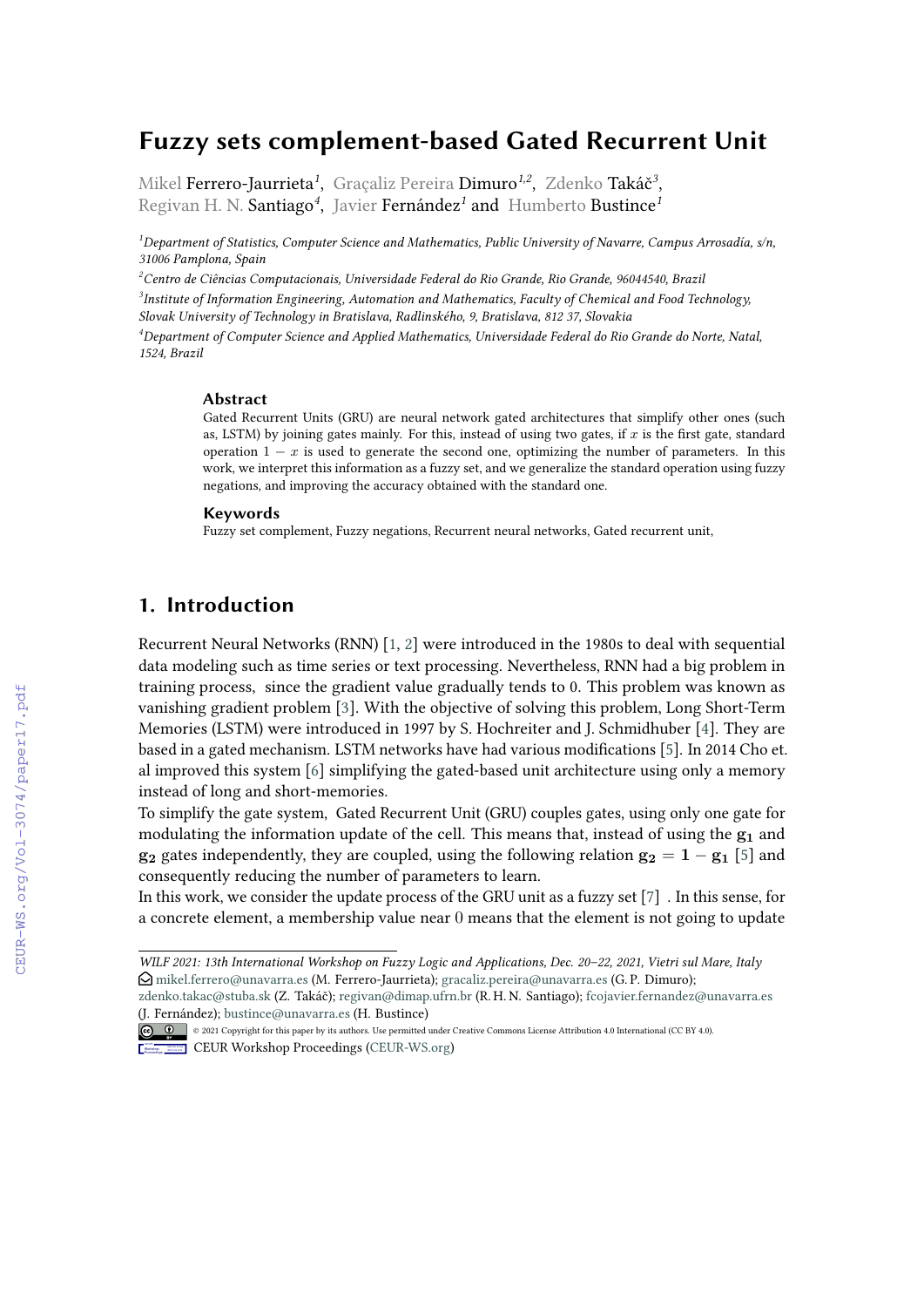# Fuzzy sets complement-based Gated Recurrent Unit

Mikel Ferrero-Jaurrieta[1], Graçaliz Pereira Dimuro[1,2], Zdenko Takáč[3], Regivan H. N. Santiago[4], Javier Fernández[1] and Humberto Bustince[1]

[1]Department of Statistics, Computer Science and Mathematics, Public University of Navarre, Campus Arrosadía, s/n, 31006 Pamplona, Spain

[2]Centro de Ciências Computacionais, Universidade Federal do Rio Grande, Rio Grande, 96044540, Brazil

[3]Institute of Information Engineering, Automation and Mathematics, Faculty of Chemical and Food Technology, Slovak University of Technology in Bratislava, Radlinského, 9, Bratislava, 812 37, Slovakia

[4]Department of Computer Science and Applied Mathematics, Universidade Federal do Rio Grande do Norte, Natal, 1524, Brazil

### Abstract

Gated Recurrent Units (GRU) are neural network gated architectures that simplify other ones (such as, LSTM) by joining gates mainly. For this, instead of using two gates, if $x$ is the first gate, standard operation $1 - x$ is used to generate the second one, optimizing the number of parameters. In this work, we interpret this information as a fuzzy set, and we generalize the standard operation using fuzzy negations, and improving the accuracy obtained with the standard one.

### Keywords

Fuzzy set complement, Fuzzy negations, Recurrent neural networks, Gated recurrent unit,

## 1. Introduction

Recurrent Neural Networks (RNN) [1, 2] were introduced in the 1980s to deal with sequential data modeling such as time series or text processing. Nevertheless, RNN had a big problem in training process, since the gradient value gradually tends to 0. This problem was known as vanishing gradient problem [3]. With the objective of solving this problem, Long Short-Term Memories (LSTM) were introduced in 1997 by S. Hochreiter and J. Schmidhuber [4]. They are based in a gated mechanism. LSTM networks have had various modifications [5]. In 2014 Cho et. al improved this system [6] simplifying the gated-based unit architecture using only a memory instead of long and short-memories.

To simplify the gate system, Gated Recurrent Unit (GRU) couples gates, using only one gate for modulating the information update of the cell. This means that, instead of using the $\mathbf{g_1}$ and $\mathbf{g_2}$ gates independently, they are coupled, using the following relation $\mathbf{g_2} = \mathbf{1} - \mathbf{g_1}$ [5] and consequently reducing the number of parameters to learn.

In this work, we consider the update process of the GRU unit as a fuzzy set [7]. In this sense, for a concrete element, a membership value near 0 means that the element is not going to update

---

*WILF 2021: 13th International Workshop on Fuzzy Logic and Applications, Dec. 20–22, 2021, Vietri sul Mare, Italy*
mikel.ferrero@unavarra.es (M. Ferrero-Jaurrieta); gracaliz.pereira@unavarra.es (G. P. Dimuro); zdenko.takac@stuba.sk (Z. Takáč); regivan@dimap.ufrn.br (R. H. N. Santiago); fcojavier.fernandez@unavarra.es (J. Fernández); bustince@unavarra.es (H. Bustince)
© 2021 Copyright for this paper by its authors. Use permitted under Creative Commons License Attribution 4.0 International (CC BY 4.0).
CEUR Workshop Proceedings (CEUR-WS.org)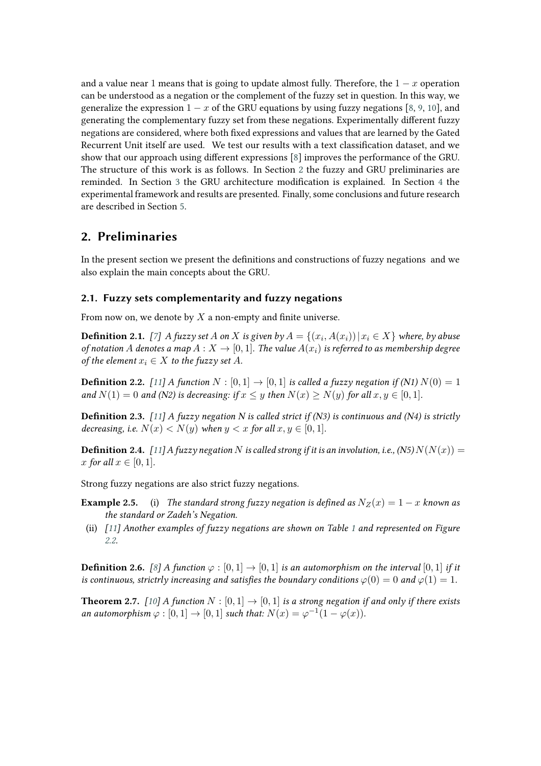and a value near 1 means that is going to update almost fully. Therefore, the $1 - x$ operation can be understood as a negation or the complement of the fuzzy set in question. In this way, we generalize the expression $1 - x$ of the GRU equations by using fuzzy negations [8, 9, 10], and generating the complementary fuzzy set from these negations. Experimentally different fuzzy negations are considered, where both fixed expressions and values that are learned by the Gated Recurrent Unit itself are used. We test our results with a text classification dataset, and we show that our approach using different expressions [8] improves the performance of the GRU. The structure of this work is as follows. In Section 2 the fuzzy and GRU preliminaries are reminded. In Section 3 the GRU architecture modification is explained. In Section 4 the experimental framework and results are presented. Finally, some conclusions and future research are described in Section 5.

## 2. Preliminaries

In the present section we present the definitions and constructions of fuzzy negations and we also explain the main concepts about the GRU.

### 2.1. Fuzzy sets complementarity and fuzzy negations

From now on, we denote by $X$ a non-empty and finite universe.

**Definition 2.1.** *[7] A fuzzy set $A$ on $X$ is given by $A = \{(x_i, A(x_i)) \,|\, x_i \in X\}$ where, by abuse of notation $A$ denotes a map $A : X \to [0, 1]$. The value $A(x_i)$ is referred to as membership degree of the element $x_i \in X$ to the fuzzy set $A$.*

**Definition 2.2.** *[11] A function $N : [0, 1] \to [0, 1]$ is called a fuzzy negation if (N1) $N(0) = 1$ and $N(1) = 0$ and (N2) is decreasing: if $x \leq y$ then $N(x) \geq N(y)$ for all $x, y \in [0, 1]$.*

**Definition 2.3.** *[11] A fuzzy negation N is called strict if (N3) is continuous and (N4) is strictly decreasing, i.e. $N(x) < N(y)$ when $y < x$ for all $x, y \in [0, 1]$.*

**Definition 2.4.** *[11] A fuzzy negation $N$ is called strong if it is an involution, i.e., (N5) $N(N(x)) = x$ for all $x \in [0, 1]$.*

Strong fuzzy negations are also strict fuzzy negations.

**Example 2.5.**
- (i) *The standard strong fuzzy negation is defined as $N_Z(x) = 1 - x$ known as the standard or Zadeh's Negation.*
- (ii) *[11] Another examples of fuzzy negations are shown on Table 1 and represented on Figure 2.2.*

**Definition 2.6.** *[8] A function $\varphi : [0, 1] \to [0, 1]$ is an automorphism on the interval $[0, 1]$ if it is continuous, strictrly increasing and satisfies the boundary conditions $\varphi(0) = 0$ and $\varphi(1) = 1$.*

**Theorem 2.7.** *[10] A function $N : [0, 1] \to [0, 1]$ is a strong negation if and only if there exists an automorphism $\varphi : [0, 1] \to [0, 1]$ such that: $N(x) = \varphi^{-1}(1 - \varphi(x))$.*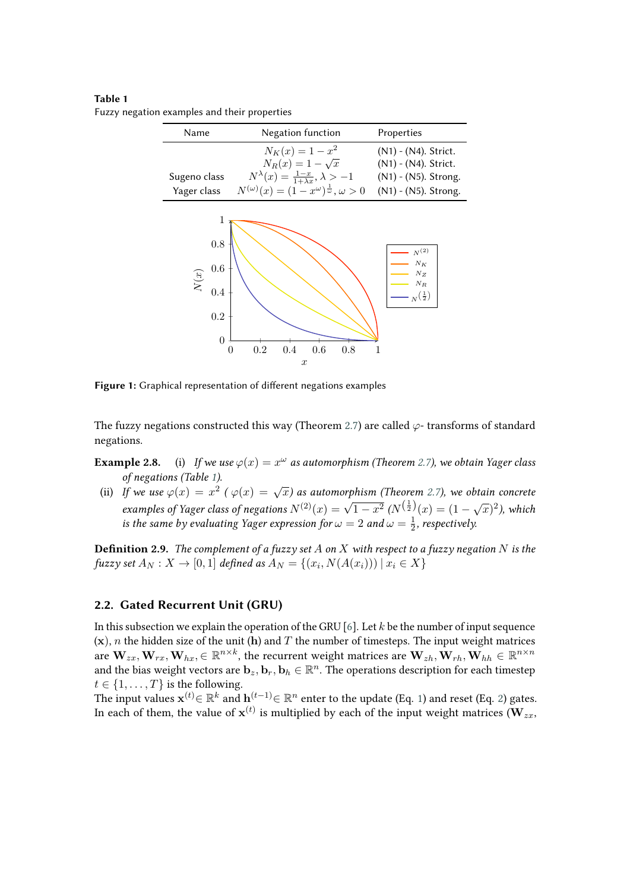**Table 1**
Fuzzy negation examples and their properties

| Name | Negation function | Properties |
|---|---|---|
| | $N_K(x) = 1 - x^2$ | (N1) - (N4). Strict. |
| | $N_R(x) = 1 - \sqrt{x}$ | (N1) - (N4). Strict. |
| Sugeno class | $N^\lambda(x) = \frac{1-x}{1+\lambda x}, \lambda > -1$ | (N1) - (N5). Strong. |
| Yager class | $N^{(\omega)}(x) = (1 - x^\omega)^{\frac{1}{\omega}}, \omega > 0$ | (N1) - (N5). Strong. |

**Figure 1:** Graphical representation of different negations examples

The fuzzy negations constructed this way (Theorem 2.7) are called $\varphi$- transforms of standard negations.

**Example 2.8.** (i) *If we use $\varphi(x) = x^\omega$ as automorphism (Theorem 2.7), we obtain Yager class of negations (Table 1).*

(ii) *If we use $\varphi(x) = x^2$ ( $\varphi(x) = \sqrt{x}$) as automorphism (Theorem 2.7), we obtain concrete examples of Yager class of negations $N^{(2)}(x) = \sqrt{1-x^2}$ ($N^{(\frac{1}{2})}(x) = (1-\sqrt{x})^2$), which is the same by evaluating Yager expression for $\omega = 2$ and $\omega = \frac{1}{2}$, respectively.*

**Definition 2.9.** *The complement of a fuzzy set $A$ on $X$ with respect to a fuzzy negation $N$ is the fuzzy set $A_N : X \to [0,1]$ defined as $A_N = \{(x_i, N(A(x_i))) \mid x_i \in X\}$*

## 2.2. Gated Recurrent Unit (GRU)

In this subsection we explain the operation of the GRU [6]. Let $k$ be the number of input sequence ($\mathbf{x}$), $n$ the hidden size of the unit ($\mathbf{h}$) and $T$ the number of timesteps. The input weight matrices are $\mathbf{W}_{zx}, \mathbf{W}_{rx}, \mathbf{W}_{hx}, \in \mathbb{R}^{n\times k}$, the recurrent weight matrices are $\mathbf{W}_{zh}, \mathbf{W}_{rh}, \mathbf{W}_{hh} \in \mathbb{R}^{n\times n}$ and the bias weight vectors are $\mathbf{b}_z, \mathbf{b}_r, \mathbf{b}_h \in \mathbb{R}^n$. The operations description for each timestep $t \in \{1, \ldots, T\}$ is the following.
The input values $\mathbf{x}^{(t)} \in \mathbb{R}^k$ and $\mathbf{h}^{(t-1)} \in \mathbb{R}^n$ enter to the update (Eq. 1) and reset (Eq. 2) gates. In each of them, the value of $\mathbf{x}^{(t)}$ is multiplied by each of the input weight matrices ($\mathbf{W}_{zx}$,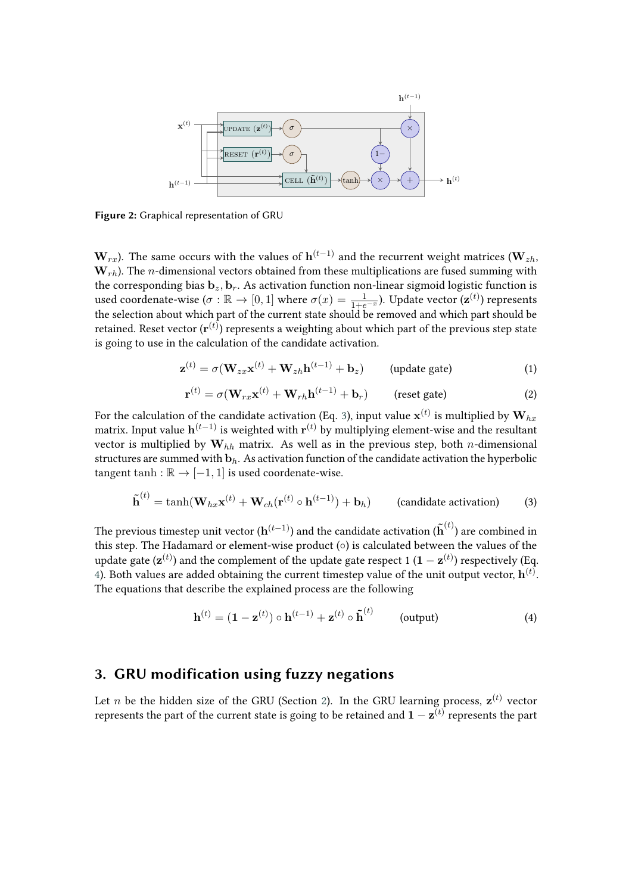**Figure 2:** Graphical representation of GRU

$\mathbf{W}_{rx}$). The same occurs with the values of $\mathbf{h}^{(t-1)}$ and the recurrent weight matrices ($\mathbf{W}_{zh}$, $\mathbf{W}_{rh}$). The $n$-dimensional vectors obtained from these multiplications are fused summing with the corresponding bias $\mathbf{b}_z, \mathbf{b}_r$. As activation function non-linear sigmoid logistic function is used coordenate-wise ($\sigma : \mathbb{R} \rightarrow [0, 1]$ where $\sigma(x) = \frac{1}{1+e^{-x}}$). Update vector ($\mathbf{z}^{(t)}$) represents the selection about which part of the current state should be removed and which part should be retained. Reset vector ($\mathbf{r}^{(t)}$) represents a weighting about which part of the previous step state is going to use in the calculation of the candidate activation.

$$\mathbf{z}^{(t)} = \sigma(\mathbf{W}_{zx}\mathbf{x}^{(t)} + \mathbf{W}_{zh}\mathbf{h}^{(t-1)} + \mathbf{b}_z) \qquad \text{(update gate)} \tag{1}$$

$$\mathbf{r}^{(t)} = \sigma(\mathbf{W}_{rx}\mathbf{x}^{(t)} + \mathbf{W}_{rh}\mathbf{h}^{(t-1)} + \mathbf{b}_r) \qquad \text{(reset gate)} \tag{2}$$

For the calculation of the candidate activation (Eq. 3), input value $\mathbf{x}^{(t)}$ is multiplied by $\mathbf{W}_{hx}$ matrix. Input value $\mathbf{h}^{(t-1)}$ is weighted with $\mathbf{r}^{(t)}$ by multiplying element-wise and the resultant vector is multiplied by $\mathbf{W}_{hh}$ matrix. As well as in the previous step, both $n$-dimensional structures are summed with $\mathbf{b}_h$. As activation function of the candidate activation the hyperbolic tangent $\tanh : \mathbb{R} \rightarrow [-1, 1]$ is used coordenate-wise.

$$\tilde{\mathbf{h}}^{(t)} = \tanh(\mathbf{W}_{hx}\mathbf{x}^{(t)} + \mathbf{W}_{ch}(\mathbf{r}^{(t)} \circ \mathbf{h}^{(t-1)}) + \mathbf{b}_h) \qquad \text{(candidate activation)} \tag{3}$$

The previous timestep unit vector ($\mathbf{h}^{(t-1)}$) and the candidate activation ($\tilde{\mathbf{h}}^{(t)}$) are combined in this step. The Hadamard or element-wise product ($\circ$) is calculated between the values of the update gate ($\mathbf{z}^{(t)}$) and the complement of the update gate respect 1 ($\mathbf{1} - \mathbf{z}^{(t)}$) respectively (Eq. 4). Both values are added obtaining the current timestep value of the unit output vector, $\mathbf{h}^{(t)}$. The equations that describe the explained process are the following

$$\mathbf{h}^{(t)} = (\mathbf{1} - \mathbf{z}^{(t)}) \circ \mathbf{h}^{(t-1)} + \mathbf{z}^{(t)} \circ \tilde{\mathbf{h}}^{(t)} \qquad \text{(output)} \tag{4}$$

## 3. GRU modification using fuzzy negations

Let $n$ be the hidden size of the GRU (Section 2). In the GRU learning process, $\mathbf{z}^{(t)}$ vector represents the part of the current state is going to be retained and $\mathbf{1} - \mathbf{z}^{(t)}$ represents the part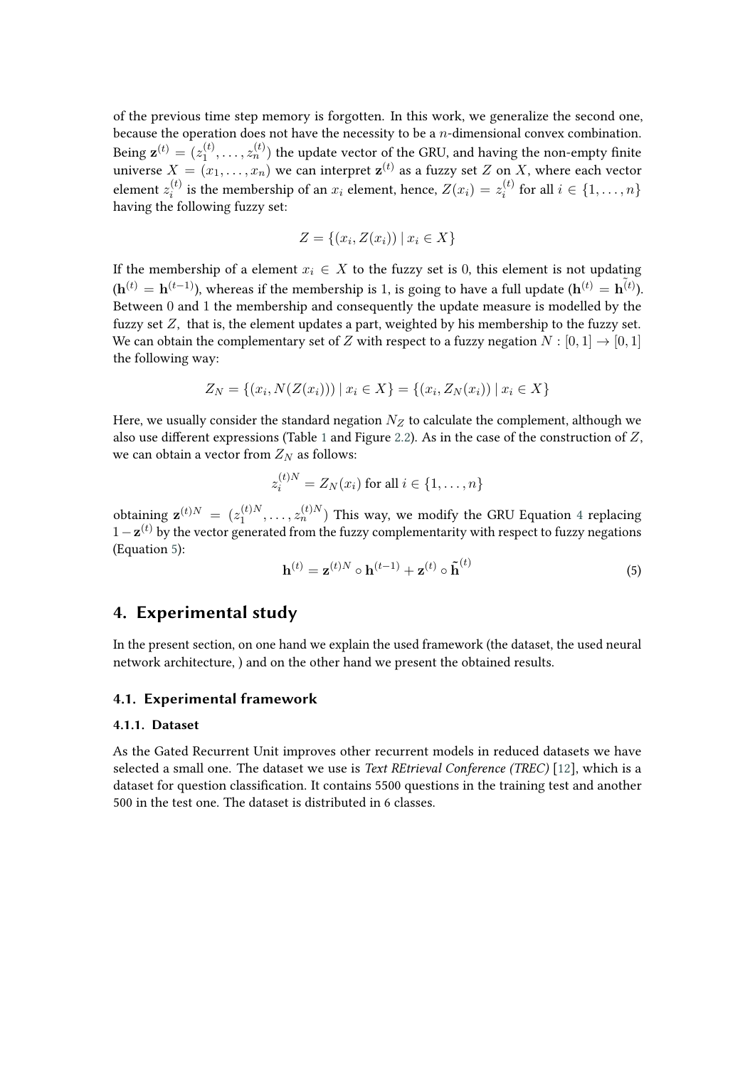of the previous time step memory is forgotten. In this work, we generalize the second one, because the operation does not have the necessity to be a $n$-dimensional convex combination. Being $\mathbf{z}^{(t)} = (z_1^{(t)}, \ldots, z_n^{(t)})$ the update vector of the GRU, and having the non-empty finite universe $X = (x_1, \ldots, x_n)$ we can interpret $\mathbf{z}^{(t)}$ as a fuzzy set $Z$ on $X$, where each vector element $z_i^{(t)}$ is the membership of an $x_i$ element, hence, $Z(x_i) = z_i^{(t)}$ for all $i \in \{1, \ldots, n\}$ having the following fuzzy set:

$$Z = \{(x_i, Z(x_i)) \mid x_i \in X\}$$

If the membership of a element $x_i \in X$ to the fuzzy set is 0, this element is not updating ($\mathbf{h}^{(t)} = \mathbf{h}^{(t-1)}$), whereas if the membership is 1, is going to have a full update ($\mathbf{h}^{(t)} = \tilde{\mathbf{h}^{(t)}}$). Between 0 and 1 the membership and consequently the update measure is modelled by the fuzzy set $Z$, that is, the element updates a part, weighted by his membership to the fuzzy set. We can obtain the complementary set of $Z$ with respect to a fuzzy negation $N : [0, 1] \to [0, 1]$ the following way:

$$Z_N = \{(x_i, N(Z(x_i))) \mid x_i \in X\} = \{(x_i, Z_N(x_i)) \mid x_i \in X\}$$

Here, we usually consider the standard negation $N_Z$ to calculate the complement, although we also use different expressions (Table 1 and Figure 2.2). As in the case of the construction of $Z$, we can obtain a vector from $Z_N$ as follows:

$$z_i^{(t)N} = Z_N(x_i) \text{ for all } i \in \{1, \ldots, n\}$$

obtaining $\mathbf{z}^{(t)N} = (z_1^{(t)N}, \ldots, z_n^{(t)N})$ This way, we modify the GRU Equation 4 replacing $1 - \mathbf{z}^{(t)}$ by the vector generated from the fuzzy complementarity with respect to fuzzy negations (Equation 5):

$$\mathbf{h}^{(t)} = \mathbf{z}^{(t)N} \circ \mathbf{h}^{(t-1)} + \mathbf{z}^{(t)} \circ \tilde{\mathbf{h}}^{(t)} \tag{5}$$

## 4. Experimental study

In the present section, on one hand we explain the used framework (the dataset, the used neural network architecture, ) and on the other hand we present the obtained results.

### 4.1. Experimental framework

#### 4.1.1. Dataset

As the Gated Recurrent Unit improves other recurrent models in reduced datasets we have selected a small one. The dataset we use is *Text REtrieval Conference (TREC)* [12], which is a dataset for question classification. It contains 5500 questions in the training test and another 500 in the test one. The dataset is distributed in 6 classes.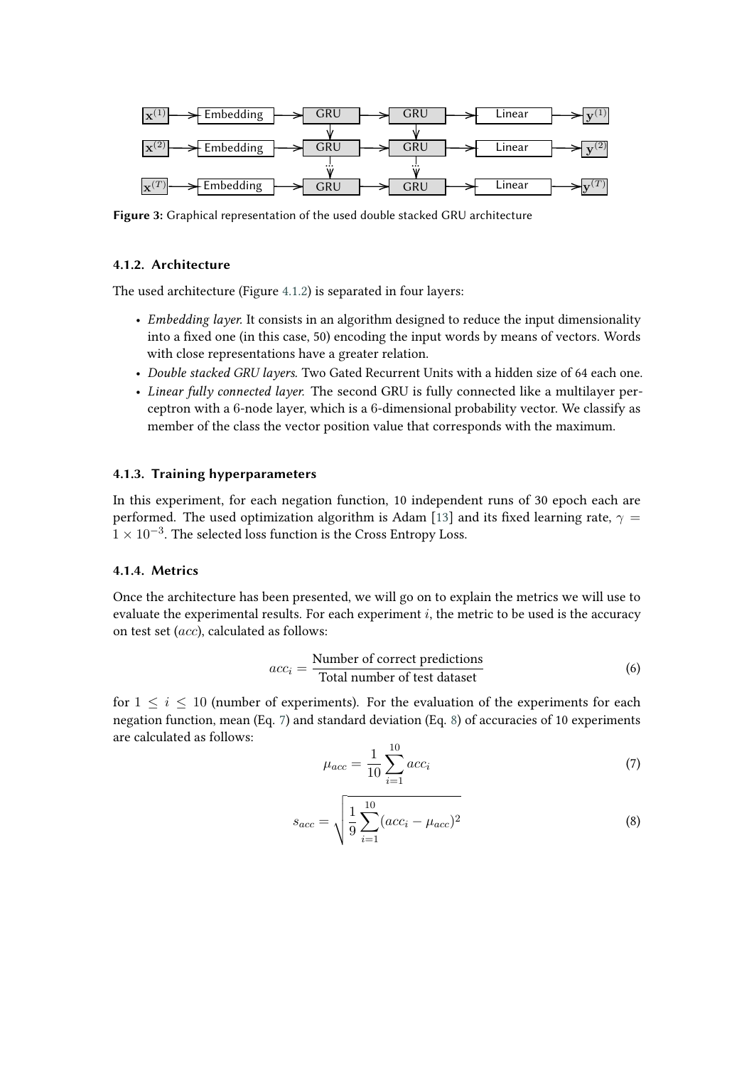Figure 3: Graphical representation of the used double stacked GRU architecture

### 4.1.2. Architecture

The used architecture (Figure 4.1.2) is separated in four layers:

- *Embedding layer.* It consists in an algorithm designed to reduce the input dimensionality into a fixed one (in this case, 50) encoding the input words by means of vectors. Words with close representations have a greater relation.
- *Double stacked GRU layers.* Two Gated Recurrent Units with a hidden size of 64 each one.
- *Linear fully connected layer.* The second GRU is fully connected like a multilayer perceptron with a 6-node layer, which is a 6-dimensional probability vector. We classify as member of the class the vector position value that corresponds with the maximum.

### 4.1.3. Training hyperparameters

In this experiment, for each negation function, 10 independent runs of 30 epoch each are performed. The used optimization algorithm is Adam [13] and its fixed learning rate, $\gamma = 1 \times 10^{-3}$. The selected loss function is the Cross Entropy Loss.

### 4.1.4. Metrics

Once the architecture has been presented, we will go on to explain the metrics we will use to evaluate the experimental results. For each experiment $i$, the metric to be used is the accuracy on test set ($acc$), calculated as follows:

$$acc_i = \frac{\text{Number of correct predictions}}{\text{Total number of test dataset}} \tag{6}$$

for $1 \leq i \leq 10$ (number of experiments). For the evaluation of the experiments for each negation function, mean (Eq. 7) and standard deviation (Eq. 8) of accuracies of 10 experiments are calculated as follows:

$$\mu_{acc} = \frac{1}{10} \sum_{i=1}^{10} acc_i \tag{7}$$

$$s_{acc} = \sqrt{\frac{1}{9} \sum_{i=1}^{10} (acc_i - \mu_{acc})^2} \tag{8}$$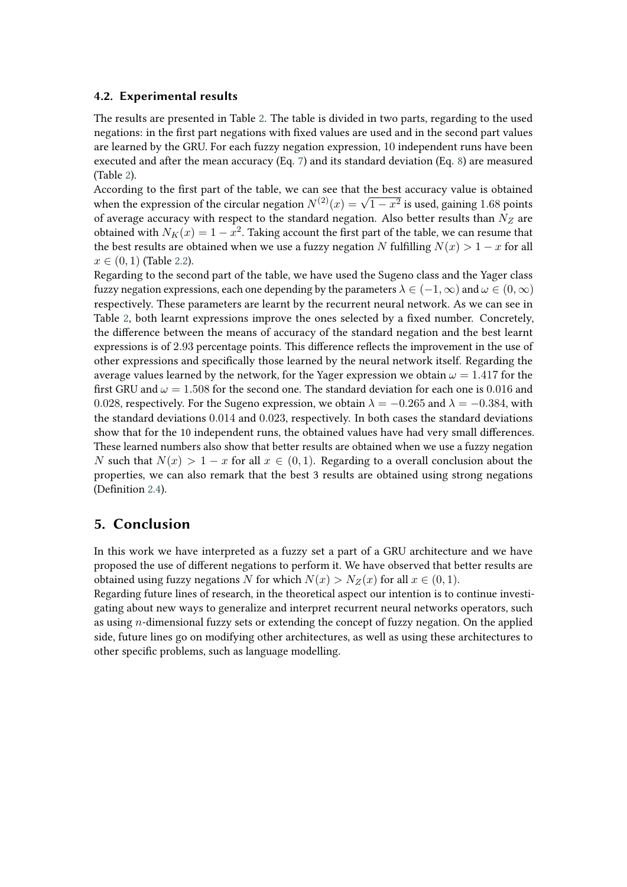### 4.2. Experimental results

The results are presented in Table 2. The table is divided in two parts, regarding to the used negations: in the first part negations with fixed values are used and in the second part values are learned by the GRU. For each fuzzy negation expression, 10 independent runs have been executed and after the mean accuracy (Eq. 7) and its standard deviation (Eq. 8) are measured (Table 2).

According to the first part of the table, we can see that the best accuracy value is obtained when the expression of the circular negation $N^{(2)}(x) = \sqrt{1 - x^2}$ is used, gaining 1.68 points of average accuracy with respect to the standard negation. Also better results than $N_Z$ are obtained with $N_K(x) = 1 - x^2$. Taking account the first part of the table, we can resume that the best results are obtained when we use a fuzzy negation $N$ fulfilling $N(x) > 1 - x$ for all $x \in (0, 1)$ (Table 2.2).

Regarding to the second part of the table, we have used the Sugeno class and the Yager class fuzzy negation expressions, each one depending by the parameters $\lambda \in (-1, \infty)$ and $\omega \in (0, \infty)$ respectively. These parameters are learnt by the recurrent neural network. As we can see in Table 2, both learnt expressions improve the ones selected by a fixed number. Concretely, the difference between the means of accuracy of the standard negation and the best learnt expressions is of 2.93 percentage points. This difference reflects the improvement in the use of other expressions and specifically those learned by the neural network itself. Regarding the average values learned by the network, for the Yager expression we obtain $\omega = 1.417$ for the first GRU and $\omega = 1.508$ for the second one. The standard deviation for each one is 0.016 and 0.028, respectively. For the Sugeno expression, we obtain $\lambda = -0.265$ and $\lambda = -0.384$, with the standard deviations 0.014 and 0.023, respectively. In both cases the standard deviations show that for the 10 independent runs, the obtained values have had very small differences. These learned numbers also show that better results are obtained when we use a fuzzy negation $N$ such that $N(x) > 1 - x$ for all $x \in (0, 1)$. Regarding to a overall conclusion about the properties, we can also remark that the best 3 results are obtained using strong negations (Definition 2.4).

## 5. Conclusion

In this work we have interpreted as a fuzzy set a part of a GRU architecture and we have proposed the use of different negations to perform it. We have observed that better results are obtained using fuzzy negations $N$ for which $N(x) > N_Z(x)$ for all $x \in (0, 1)$.

Regarding future lines of research, in the theoretical aspect our intention is to continue investigating about new ways to generalize and interpret recurrent neural networks operators, such as using $n$-dimensional fuzzy sets or extending the concept of fuzzy negation. On the applied side, future lines go on modifying other architectures, as well as using these architectures to other specific problems, such as language modelling.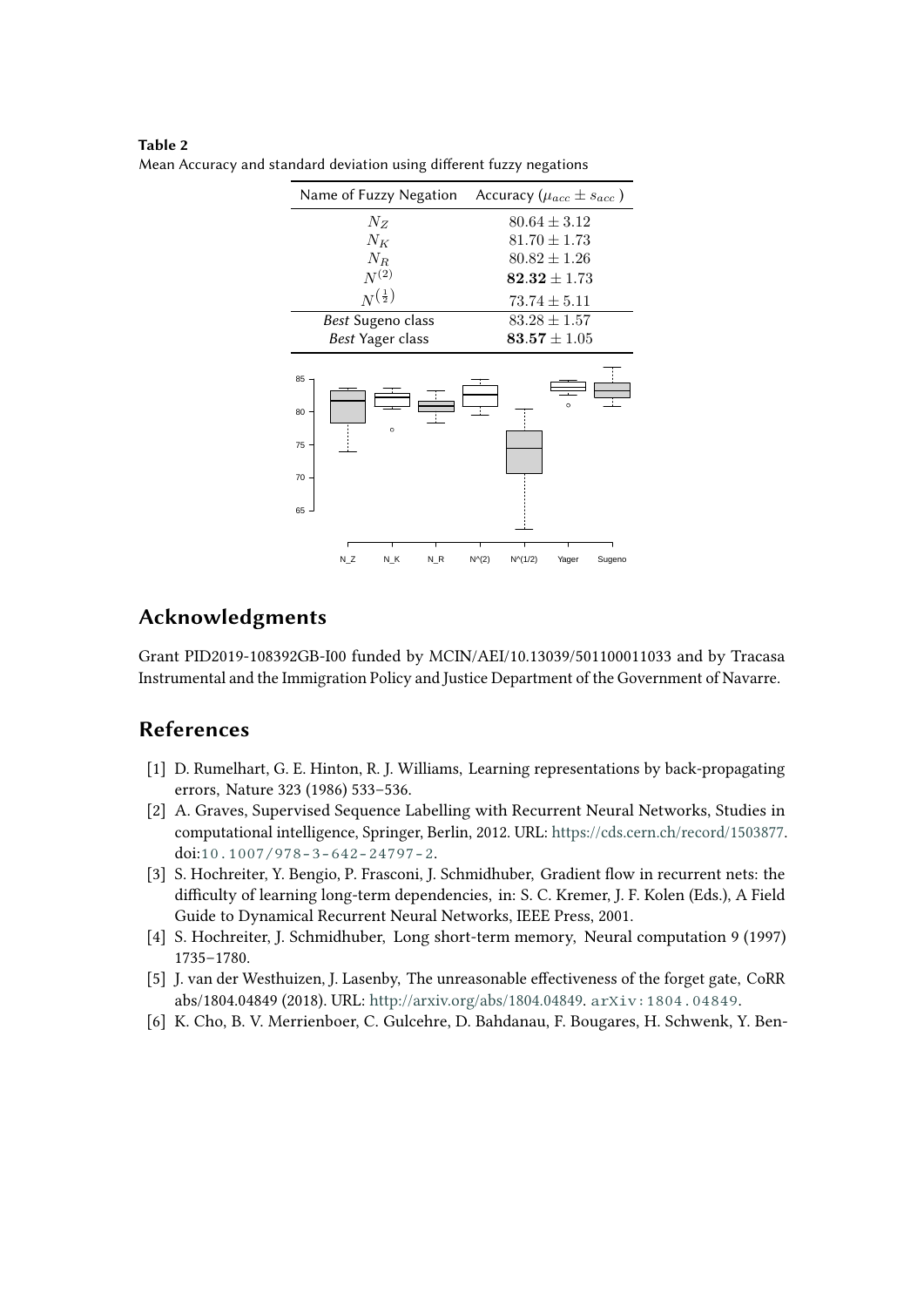**Table 2**
Mean Accuracy and standard deviation using different fuzzy negations

| Name of Fuzzy Negation | Accuracy ($\mu_{acc} \pm s_{acc}$) |
|---|---|
| $N_Z$ | $80.64 \pm 3.12$ |
| $N_K$ | $81.70 \pm 1.73$ |
| $N_R$ | $80.82 \pm 1.26$ |
| $N^{(2)}$ | $\mathbf{82.32} \pm 1.73$ |
| $N^{(\frac{1}{2})}$ | $73.74 \pm 5.11$ |
| *Best* Sugeno class | $83.28 \pm 1.57$ |
| *Best* Yager class | $\mathbf{83.57} \pm 1.05$ |

## Acknowledgments

Grant PID2019-108392GB-I00 funded by MCIN/AEI/10.13039/501100011033 and by Tracasa Instrumental and the Immigration Policy and Justice Department of the Government of Navarre.

## References

[1] D. Rumelhart, G. E. Hinton, R. J. Williams, Learning representations by back-propagating errors, Nature 323 (1986) 533–536.

[2] A. Graves, Supervised Sequence Labelling with Recurrent Neural Networks, Studies in computational intelligence, Springer, Berlin, 2012. URL: https://cds.cern.ch/record/1503877. doi:10.1007/978-3-642-24797-2.

[3] S. Hochreiter, Y. Bengio, P. Frasconi, J. Schmidhuber, Gradient flow in recurrent nets: the difficulty of learning long-term dependencies, in: S. C. Kremer, J. F. Kolen (Eds.), A Field Guide to Dynamical Recurrent Neural Networks, IEEE Press, 2001.

[4] S. Hochreiter, J. Schmidhuber, Long short-term memory, Neural computation 9 (1997) 1735–1780.

[5] J. van der Westhuizen, J. Lasenby, The unreasonable effectiveness of the forget gate, CoRR abs/1804.04849 (2018). URL: http://arxiv.org/abs/1804.04849. arXiv:1804.04849.

[6] K. Cho, B. V. Merrienboer, C. Gulcehre, D. Bahdanau, F. Bougares, H. Schwenk, Y. Ben-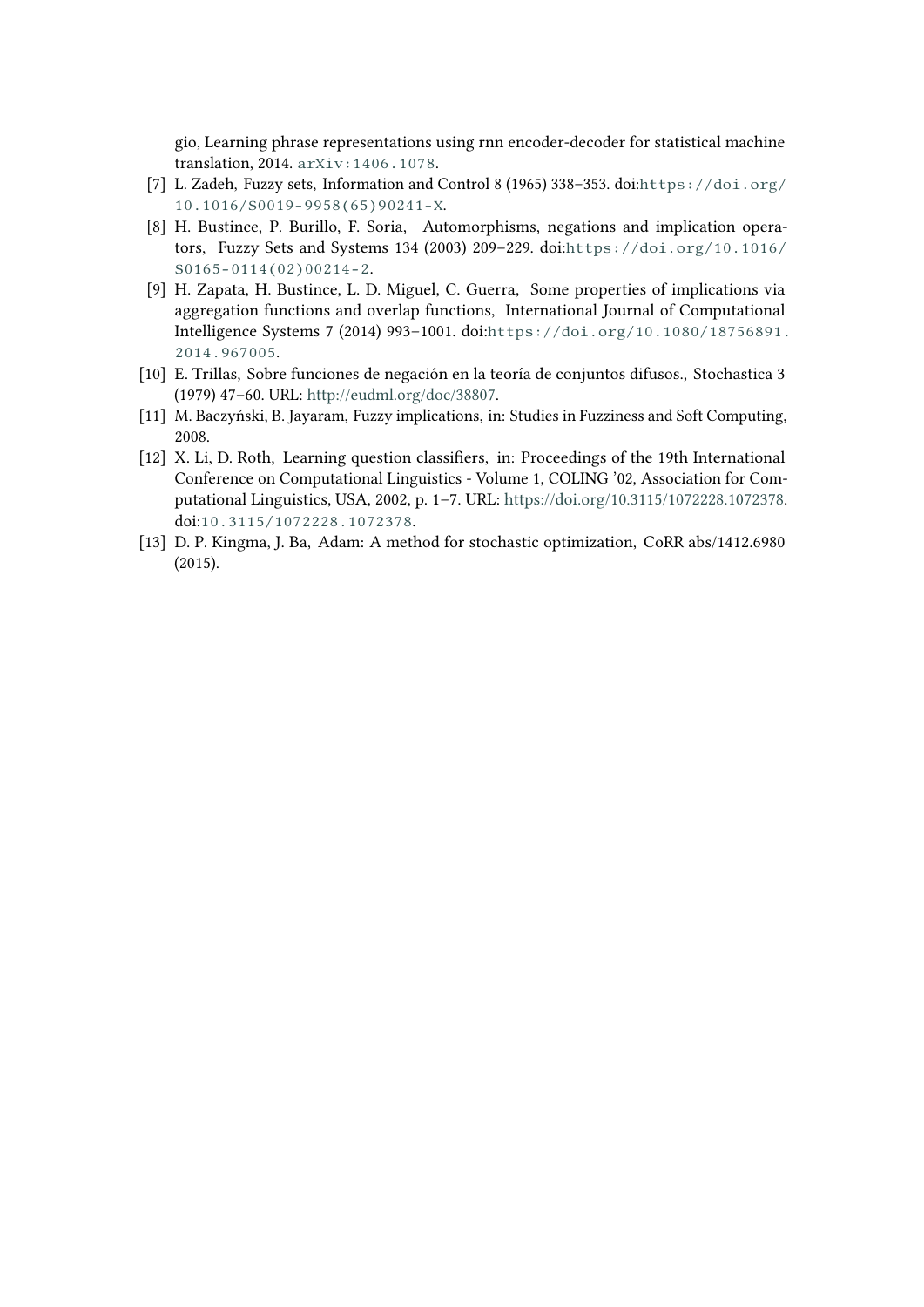gio, Learning phrase representations using rnn encoder-decoder for statistical machine translation, 2014. arXiv:1406.1078.

[7] L. Zadeh, Fuzzy sets, Information and Control 8 (1965) 338–353. doi:https://doi.org/10.1016/S0019-9958(65)90241-X.

[8] H. Bustince, P. Burillo, F. Soria, Automorphisms, negations and implication operators, Fuzzy Sets and Systems 134 (2003) 209–229. doi:https://doi.org/10.1016/S0165-0114(02)00214-2.

[9] H. Zapata, H. Bustince, L. D. Miguel, C. Guerra, Some properties of implications via aggregation functions and overlap functions, International Journal of Computational Intelligence Systems 7 (2014) 993–1001. doi:https://doi.org/10.1080/18756891.2014.967005.

[10] E. Trillas, Sobre funciones de negación en la teoría de conjuntos difusos., Stochastica 3 (1979) 47–60. URL: http://eudml.org/doc/38807.

[11] M. Baczyński, B. Jayaram, Fuzzy implications, in: Studies in Fuzziness and Soft Computing, 2008.

[12] X. Li, D. Roth, Learning question classifiers, in: Proceedings of the 19th International Conference on Computational Linguistics - Volume 1, COLING '02, Association for Computational Linguistics, USA, 2002, p. 1–7. URL: https://doi.org/10.3115/1072228.1072378. doi:10.3115/1072228.1072378.

[13] D. P. Kingma, J. Ba, Adam: A method for stochastic optimization, CoRR abs/1412.6980 (2015).